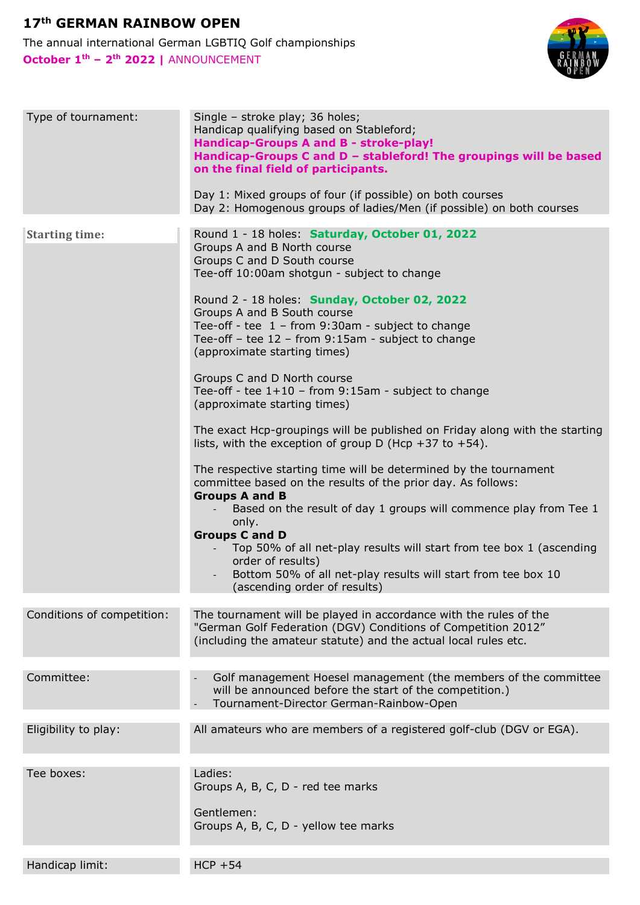# 17th GERMAN RAINBOW OPEN

The annual international German LGBTIQ Golf championships

**October 1th – 2th 2022 |** ANNOUNCEMENT

| | |
|---|---|
| Type of tournament: | Single – stroke play; 36 holes;<br>Handicap qualifying based on Stableford;<br>**Handicap-Groups A and B - stroke-play!**<br>**Handicap-Groups C and D – stableford! The groupings will be based on the final field of participants.**<br><br>Day 1: Mixed groups of four (if possible) on both courses<br>Day 2: Homogenous groups of ladies/Men (if possible) on both courses |
| **Starting time:** | Round 1 - 18 holes: **Saturday, October 01, 2022**<br>Groups A and B North course<br>Groups C and D South course<br>Tee-off 10:00am shotgun - subject to change<br><br>Round 2 - 18 holes: **Sunday, October 02, 2022**<br>Groups A and B South course<br>Tee-off - tee 1 – from 9:30am - subject to change<br>Tee-off – tee 12 – from 9:15am - subject to change<br>(approximate starting times)<br><br>Groups C and D North course<br>Tee-off - tee 1+10 – from 9:15am - subject to change<br>(approximate starting times)<br><br>The exact Hcp-groupings will be published on Friday along with the starting lists, with the exception of group D (Hcp +37 to +54).<br><br>The respective starting time will be determined by the tournament committee based on the results of the prior day. As follows:<br>**Groups A and B**<br>- Based on the result of day 1 groups will commence play from Tee 1 only.<br>**Groups C and D**<br>- Top 50% of all net-play results will start from tee box 1 (ascending order of results)<br>- Bottom 50% of all net-play results will start from tee box 10 (ascending order of results) |
| Conditions of competition: | The tournament will be played in accordance with the rules of the "German Golf Federation (DGV) Conditions of Competition 2012" (including the amateur statute) and the actual local rules etc. |
| Committee: | - Golf management Hoesel management (the members of the committee will be announced before the start of the competition.)<br>- Tournament-Director German-Rainbow-Open |
| Eligibility to play: | All amateurs who are members of a registered golf-club (DGV or EGA). |
| Tee boxes: | Ladies:<br>Groups A, B, C, D - red tee marks<br><br>Gentlemen:<br>Groups A, B, C, D - yellow tee marks |
| Handicap limit: | HCP +54 |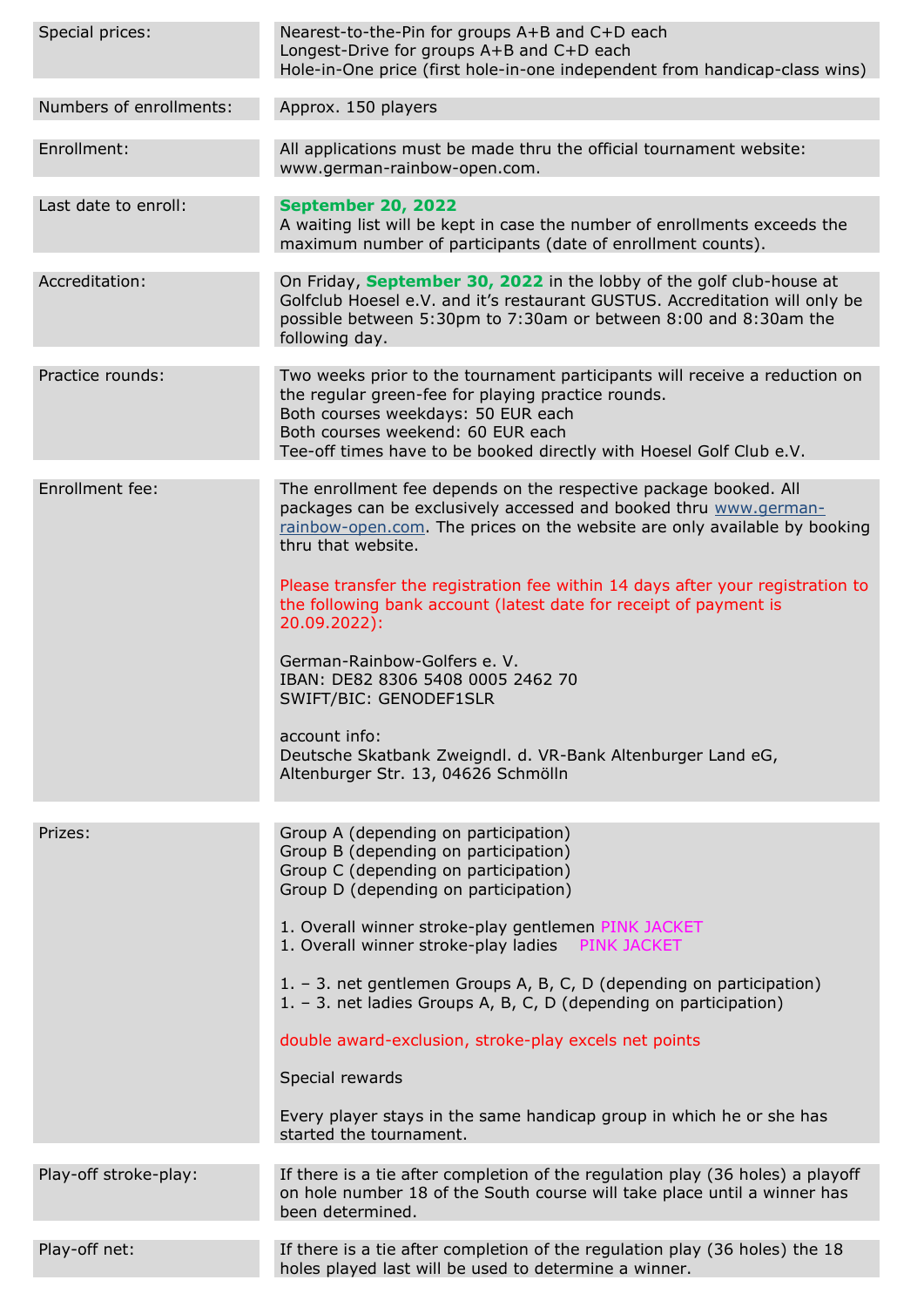| | |
|---|---|
| Special prices: | Nearest-to-the-Pin for groups A+B and C+D each<br>Longest-Drive for groups A+B and C+D each<br>Hole-in-One price (first hole-in-one independent from handicap-class wins) |
| Numbers of enrollments: | Approx. 150 players |
| Enrollment: | All applications must be made thru the official tournament website: www.german-rainbow-open.com. |
| Last date to enroll: | **September 20, 2022**<br>A waiting list will be kept in case the number of enrollments exceeds the maximum number of participants (date of enrollment counts). |
| Accreditation: | On Friday, **September 30, 2022** in the lobby of the golf club-house at Golfclub Hoesel e.V. and it's restaurant GUSTUS. Accreditation will only be possible between 5:30pm to 7:30am or between 8:00 and 8:30am the following day. |
| Practice rounds: | Two weeks prior to the tournament participants will receive a reduction on the regular green-fee for playing practice rounds.<br>Both courses weekdays: 50 EUR each<br>Both courses weekend: 60 EUR each<br>Tee-off times have to be booked directly with Hoesel Golf Club e.V. |
| Enrollment fee: | The enrollment fee depends on the respective package booked. All packages can be exclusively accessed and booked thru www.german-rainbow-open.com. The prices on the website are only available by booking thru that website.<br><br>Please transfer the registration fee within 14 days after your registration to the following bank account (latest date for receipt of payment is 20.09.2022):<br><br>German-Rainbow-Golfers e. V.<br>IBAN: DE82 8306 5408 0005 2462 70<br>SWIFT/BIC: GENODEF1SLR<br><br>account info:<br>Deutsche Skatbank Zweigndl. d. VR-Bank Altenburger Land eG, Altenburger Str. 13, 04626 Schmölln |
| Prizes: | Group A (depending on participation)<br>Group B (depending on participation)<br>Group C (depending on participation)<br>Group D (depending on participation)<br><br>1. Overall winner stroke-play gentlemen PINK JACKET<br>1. Overall winner stroke-play ladies PINK JACKET<br><br>1. – 3. net gentlemen Groups A, B, C, D (depending on participation)<br>1. – 3. net ladies Groups A, B, C, D (depending on participation)<br><br>double award-exclusion, stroke-play excels net points<br><br>Special rewards<br><br>Every player stays in the same handicap group in which he or she has started the tournament. |
| Play-off stroke-play: | If there is a tie after completion of the regulation play (36 holes) a playoff on hole number 18 of the South course will take place until a winner has been determined. |
| Play-off net: | If there is a tie after completion of the regulation play (36 holes) the 18 holes played last will be used to determine a winner. |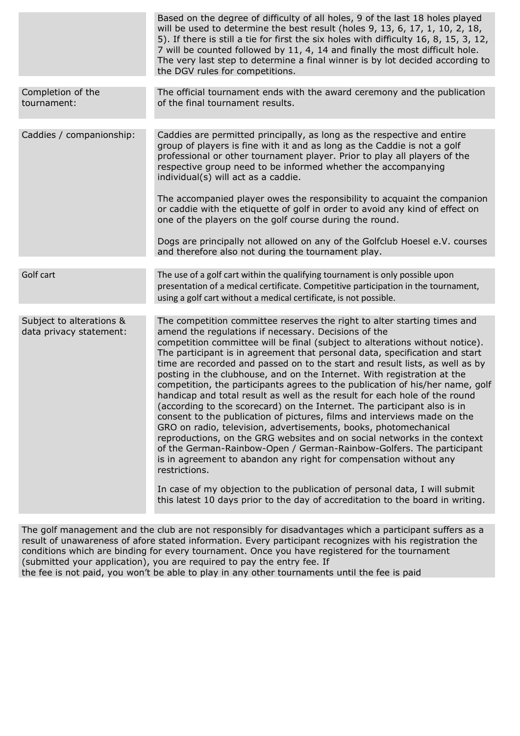| | |
|---|---|
| | Based on the degree of difficulty of all holes, 9 of the last 18 holes played will be used to determine the best result (holes 9, 13, 6, 17, 1, 10, 2, 18, 5). If there is still a tie for first the six holes with difficulty 16, 8, 15, 3, 12, 7 will be counted followed by 11, 4, 14 and finally the most difficult hole. The very last step to determine a final winner is by lot decided according to the DGV rules for competitions. |
| Completion of the tournament: | The official tournament ends with the award ceremony and the publication of the final tournament results. |
| Caddies / companionship: | Caddies are permitted principally, as long as the respective and entire group of players is fine with it and as long as the Caddie is not a golf professional or other tournament player. Prior to play all players of the respective group need to be informed whether the accompanying individual(s) will act as a caddie.<br><br>The accompanied player owes the responsibility to acquaint the companion or caddie with the etiquette of golf in order to avoid any kind of effect on one of the players on the golf course during the round.<br><br>Dogs are principally not allowed on any of the Golfclub Hoesel e.V. courses and therefore also not during the tournament play. |
| Golf cart | The use of a golf cart within the qualifying tournament is only possible upon presentation of a medical certificate. Competitive participation in the tournament, using a golf cart without a medical certificate, is not possible. |
| Subject to alterations & data privacy statement: | The competition committee reserves the right to alter starting times and amend the regulations if necessary. Decisions of the competition committee will be final (subject to alterations without notice). The participant is in agreement that personal data, specification and start time are recorded and passed on to the start and result lists, as well as by posting in the clubhouse, and on the Internet. With registration at the competition, the participants agrees to the publication of his/her name, golf handicap and total result as well as the result for each hole of the round (according to the scorecard) on the Internet. The participant also is in consent to the publication of pictures, films and interviews made on the GRO on radio, television, advertisements, books, photomechanical reproductions, on the GRG websites and on social networks in the context of the German-Rainbow-Open / German-Rainbow-Golfers. The participant is in agreement to abandon any right for compensation without any restrictions.<br><br>In case of my objection to the publication of personal data, I will submit this latest 10 days prior to the day of accreditation to the board in writing. |

The golf management and the club are not responsibly for disadvantages which a participant suffers as a result of unawareness of afore stated information. Every participant recognizes with his registration the conditions which are binding for every tournament. Once you have registered for the tournament (submitted your application), you are required to pay the entry fee. If the fee is not paid, you won't be able to play in any other tournaments until the fee is paid